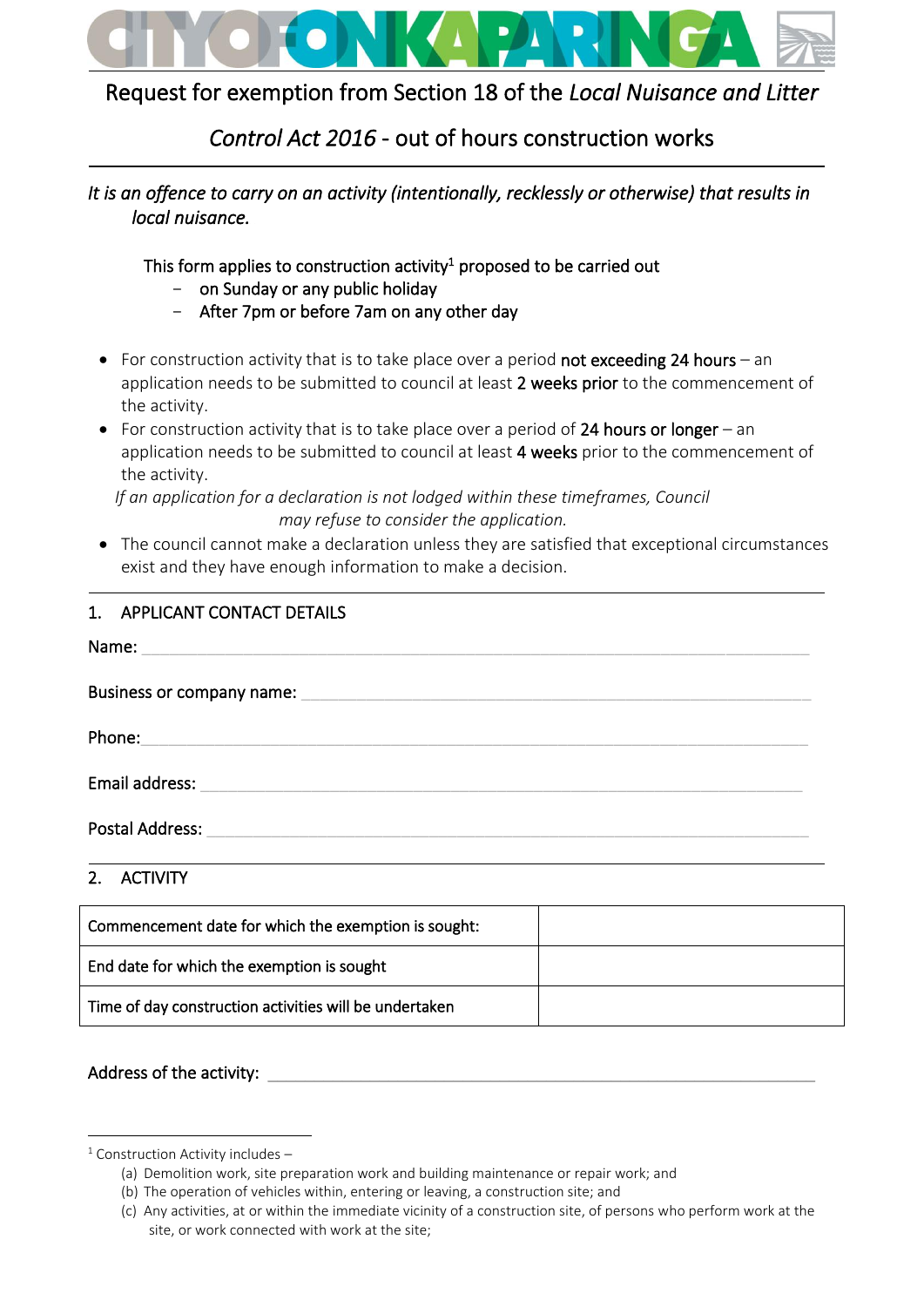# Request for exemption from Section 18 of the *Local Nuisance and Litter Control Act 2016* - out of hours construction works

*It is an offence to carry on an activity (intentionally, recklessly or otherwise) that results in local nuisance.*

This form applies to construction activity[1] proposed to be carried out

- on Sunday or any public holiday
- After 7pm or before 7am on any other day

- For construction activity that is to take place over a period not exceeding 24 hours – an application needs to be submitted to council at least 2 weeks prior to the commencement of the activity.
- For construction activity that is to take place over a period of 24 hours or longer – an application needs to be submitted to council at least 4 weeks prior to the commencement of the activity.

*If an application for a declaration is not lodged within these timeframes, Council may refuse to consider the application.*

- The council cannot make a declaration unless they are satisfied that exceptional circumstances exist and they have enough information to make a decision.

## 1. APPLICANT CONTACT DETAILS

Name: \_\_\_\_\_\_\_\_\_\_\_\_\_\_\_\_\_\_\_\_\_\_\_\_\_\_\_\_\_\_\_\_\_\_\_\_\_\_\_\_

Business or company name: \_\_\_\_\_\_\_\_\_\_\_\_\_\_\_\_\_\_\_\_\_\_\_\_\_\_\_\_\_\_\_\_\_\_\_\_\_\_\_\_

Phone: \_\_\_\_\_\_\_\_\_\_\_\_\_\_\_\_\_\_\_\_\_\_\_\_\_\_\_\_\_\_\_\_\_\_\_\_\_\_\_\_

Email address: \_\_\_\_\_\_\_\_\_\_\_\_\_\_\_\_\_\_\_\_\_\_\_\_\_\_\_\_\_\_\_\_\_\_\_\_\_\_\_\_

Postal Address: \_\_\_\_\_\_\_\_\_\_\_\_\_\_\_\_\_\_\_\_\_\_\_\_\_\_\_\_\_\_\_\_\_\_\_\_\_\_\_\_

## 2. ACTIVITY

| Commencement date for which the exemption is sought: | |
|---|---|
| End date for which the exemption is sought | |
| Time of day construction activities will be undertaken | |

Address of the activity: \_\_\_\_\_\_\_\_\_\_\_\_\_\_\_\_\_\_\_\_\_\_\_\_\_\_\_\_\_\_\_\_\_\_\_\_\_\_\_\_

---

[1] Construction Activity includes –

(a) Demolition work, site preparation work and building maintenance or repair work; and
(b) The operation of vehicles within, entering or leaving, a construction site; and
(c) Any activities, at or within the immediate vicinity of a construction site, of persons who perform work at the site, or work connected with work at the site;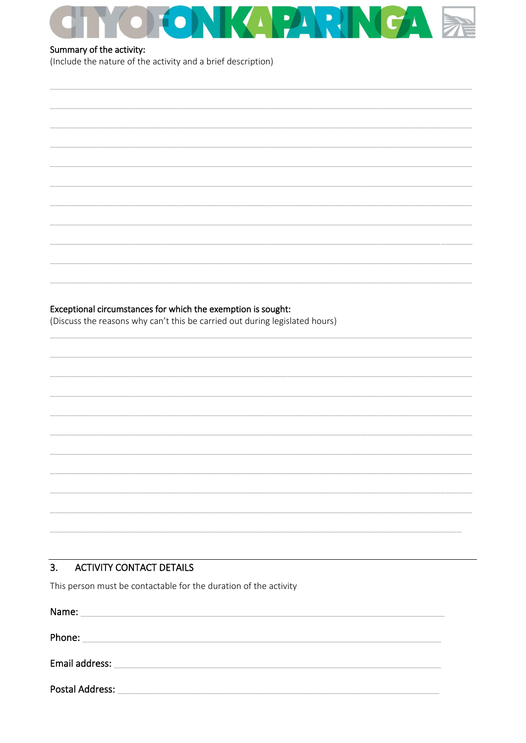Summary of the activity:
(Include the nature of the activity and a brief description)

Exceptional circumstances for which the exemption is sought:
(Discuss the reasons why can't this be carried out during legislated hours)

## 3. ACTIVITY CONTACT DETAILS

This person must be contactable for the duration of the activity

Name: 

Phone: 

Email address: 

Postal Address: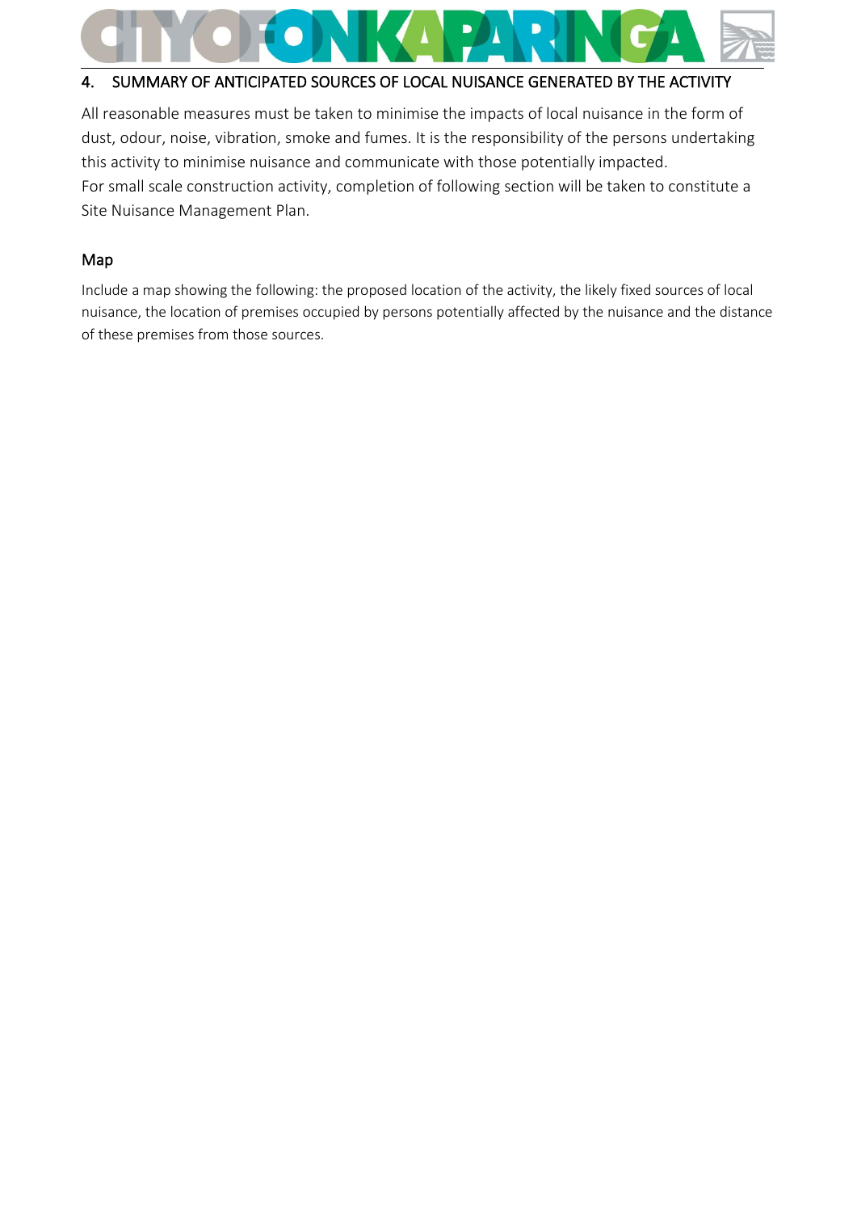## 4. SUMMARY OF ANTICIPATED SOURCES OF LOCAL NUISANCE GENERATED BY THE ACTIVITY

All reasonable measures must be taken to minimise the impacts of local nuisance in the form of dust, odour, noise, vibration, smoke and fumes. It is the responsibility of the persons undertaking this activity to minimise nuisance and communicate with those potentially impacted.
For small scale construction activity, completion of following section will be taken to constitute a Site Nuisance Management Plan.

### Map

Include a map showing the following: the proposed location of the activity, the likely fixed sources of local nuisance, the location of premises occupied by persons potentially affected by the nuisance and the distance of these premises from those sources.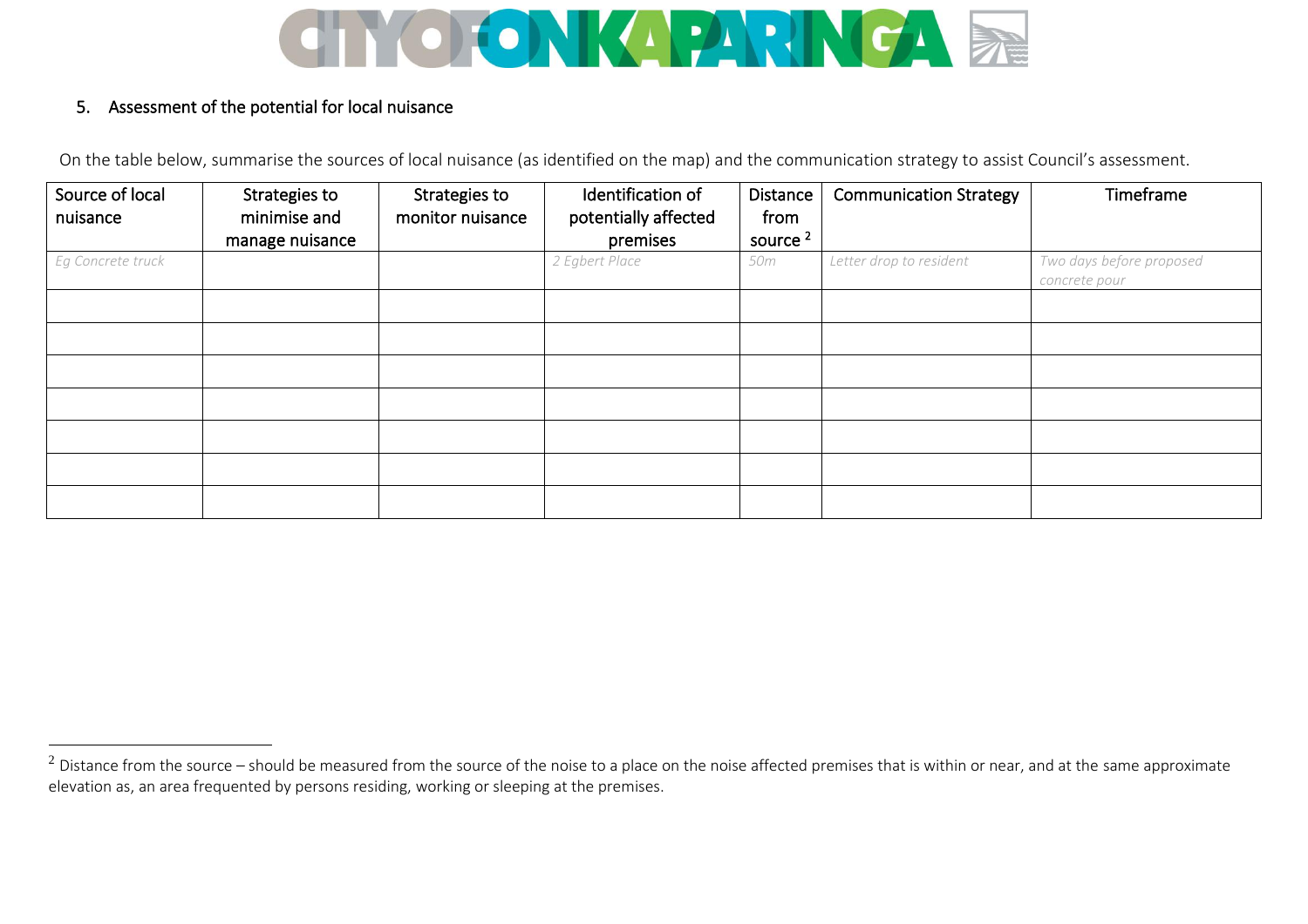## 5. Assessment of the potential for local nuisance

On the table below, summarise the sources of local nuisance (as identified on the map) and the communication strategy to assist Council's assessment.

| Source of local nuisance | Strategies to minimise and manage nuisance | Strategies to monitor nuisance | Identification of potentially affected premises | Distance from source [2] | Communication Strategy | Timeframe |
|---|---|---|---|---|---|---|
| *Eg Concrete truck* | | | *2 Egbert Place* | *50m* | *Letter drop to resident* | *Two days before proposed concrete pour* |
| | | | | | | |
| | | | | | | |
| | | | | | | |
| | | | | | | |
| | | | | | | |
| | | | | | | |
| | | | | | | |

[2] Distance from the source – should be measured from the source of the noise to a place on the noise affected premises that is within or near, and at the same approximate elevation as, an area frequented by persons residing, working or sleeping at the premises.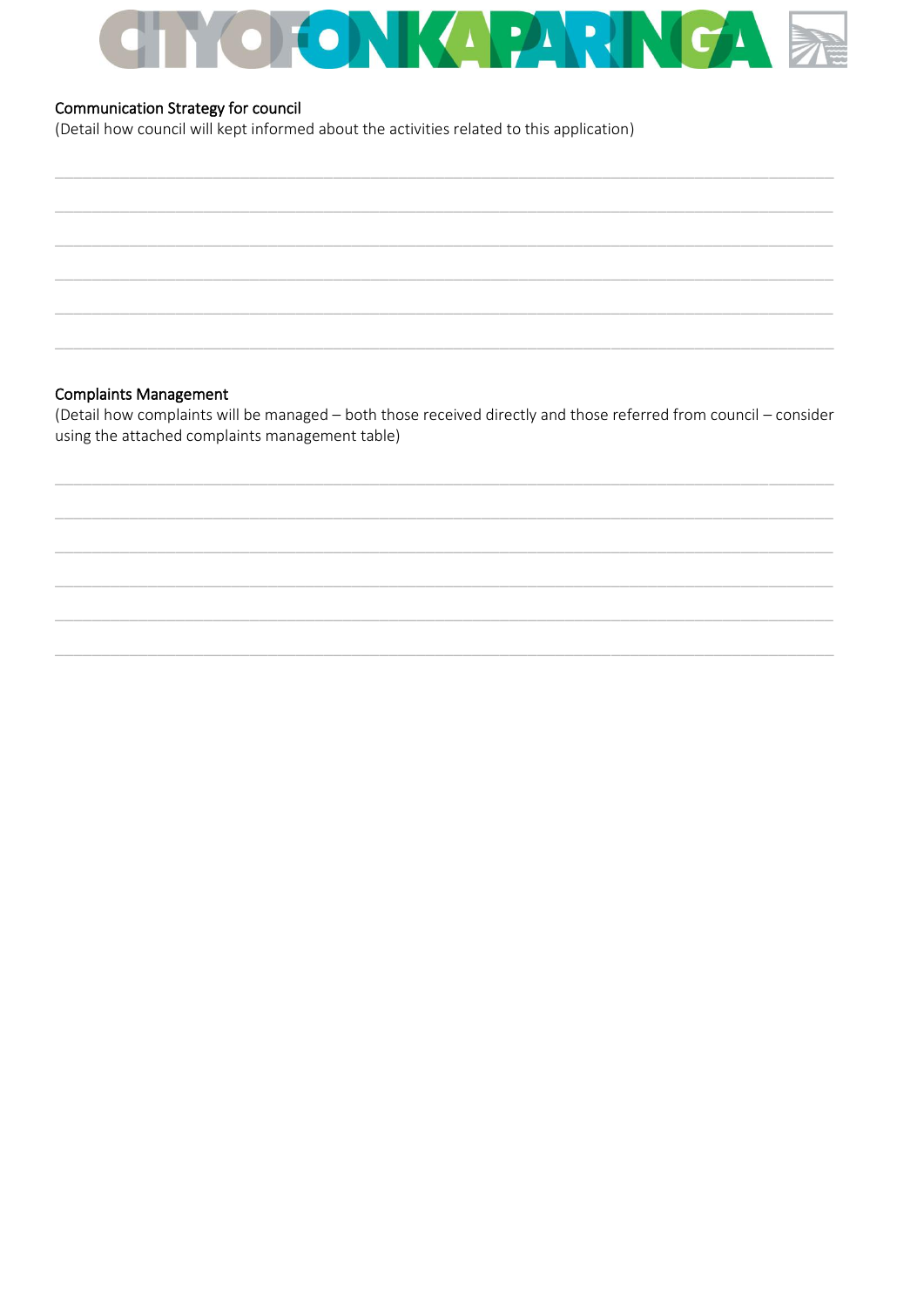Communication Strategy for council

(Detail how council will kept informed about the activities related to this application)

______________________________________________________________________________

______________________________________________________________________________

______________________________________________________________________________

______________________________________________________________________________

______________________________________________________________________________

______________________________________________________________________________

Complaints Management

(Detail how complaints will be managed – both those received directly and those referred from council – consider using the attached complaints management table)

______________________________________________________________________________

______________________________________________________________________________

______________________________________________________________________________

______________________________________________________________________________

______________________________________________________________________________

______________________________________________________________________________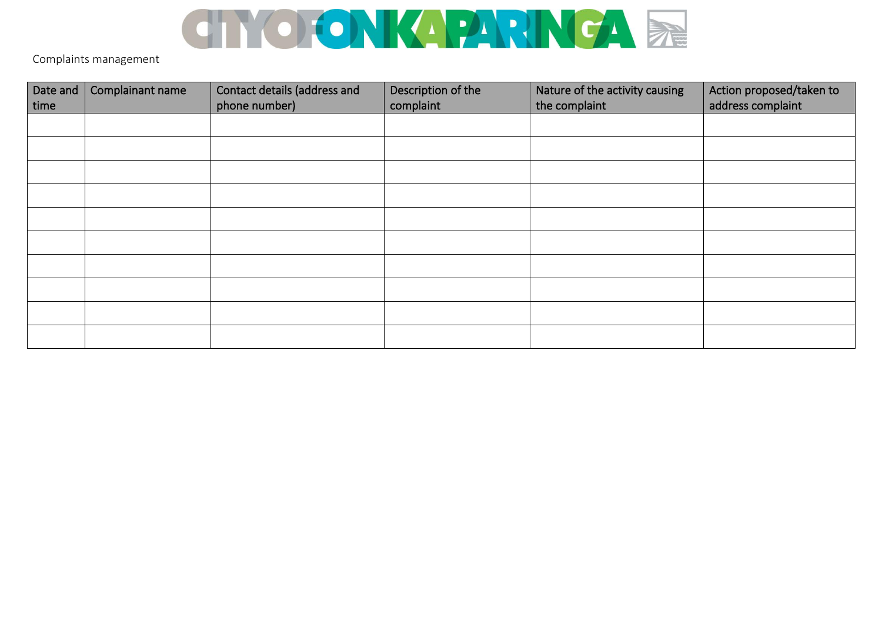Complaints management

| Date and time | Complainant name | Contact details (address and phone number) | Description of the complaint | Nature of the activity causing the complaint | Action proposed/taken to address complaint |
| --- | --- | --- | --- | --- | --- |
| | | | | | |
| | | | | | |
| | | | | | |
| | | | | | |
| | | | | | |
| | | | | | |
| | | | | | |
| | | | | | |
| | | | | | |
| | | | | | |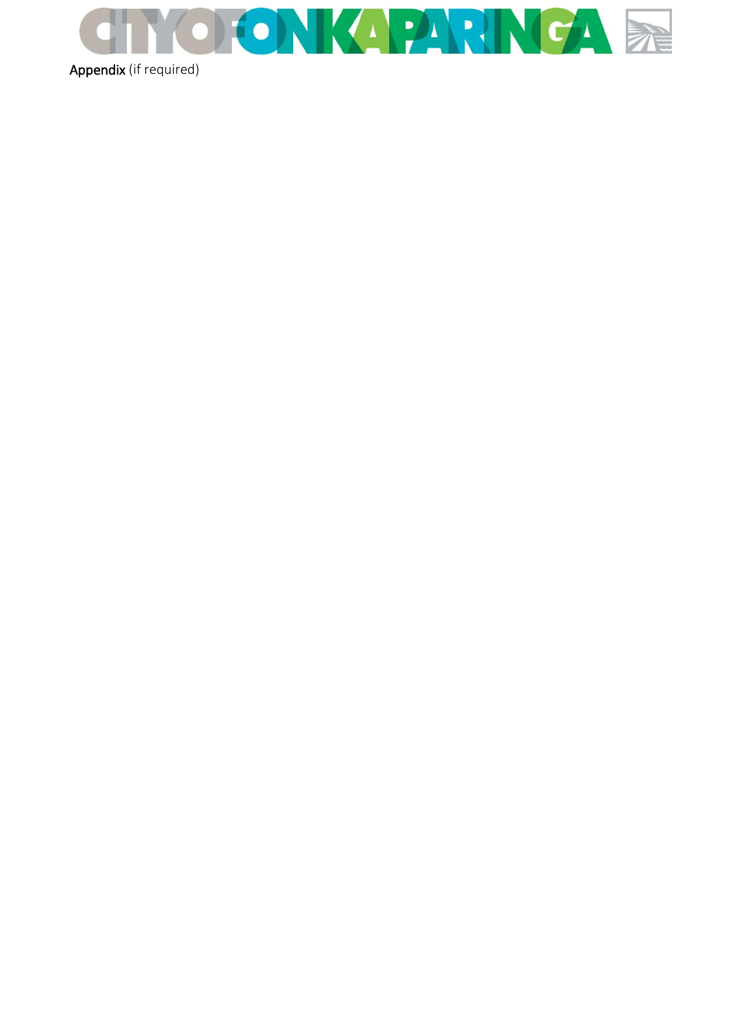**Appendix** (if required)